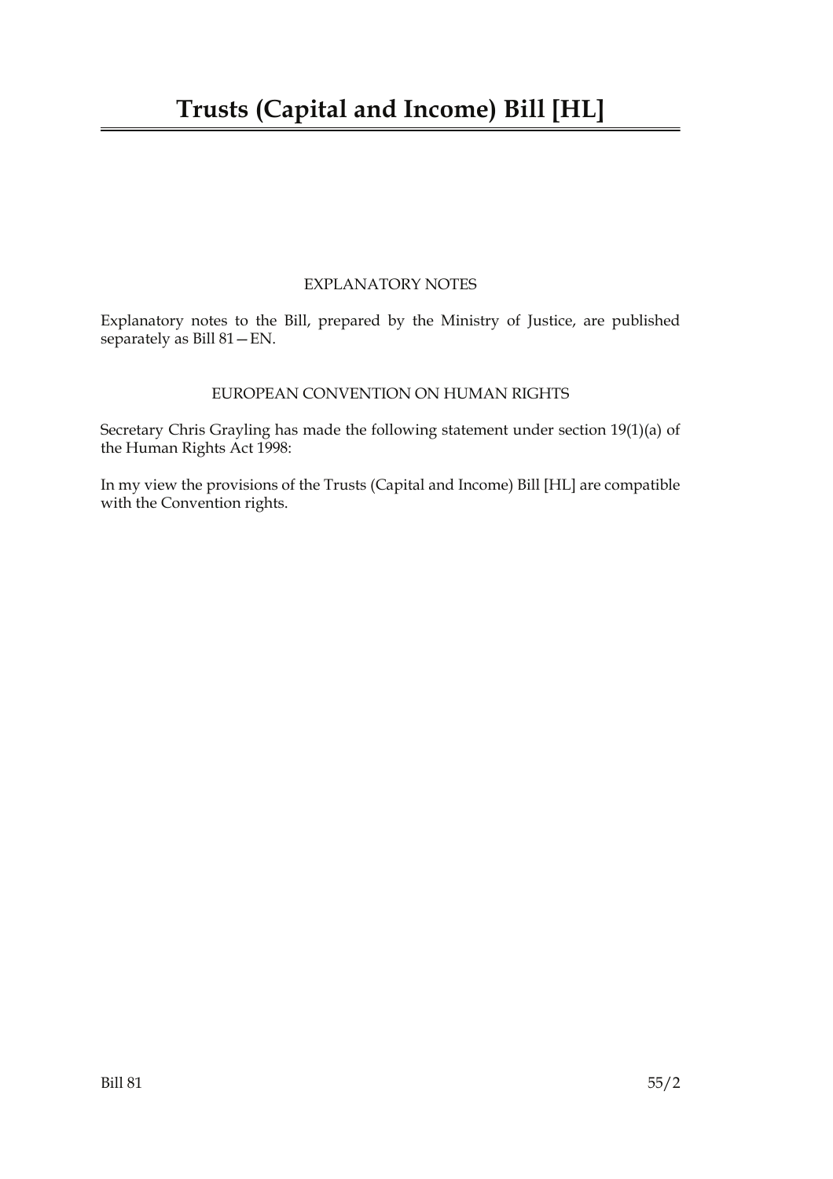# Trusts (Capital and Income) Bill [HL]

## EXPLANATORY NOTES

Explanatory notes to the Bill, prepared by the Ministry of Justice, are published separately as Bill 81—EN.

## EUROPEAN CONVENTION ON HUMAN RIGHTS

Secretary Chris Grayling has made the following statement under section 19(1)(a) of the Human Rights Act 1998:

In my view the provisions of the Trusts (Capital and Income) Bill [HL] are compatible with the Convention rights.

Bill 81 55/2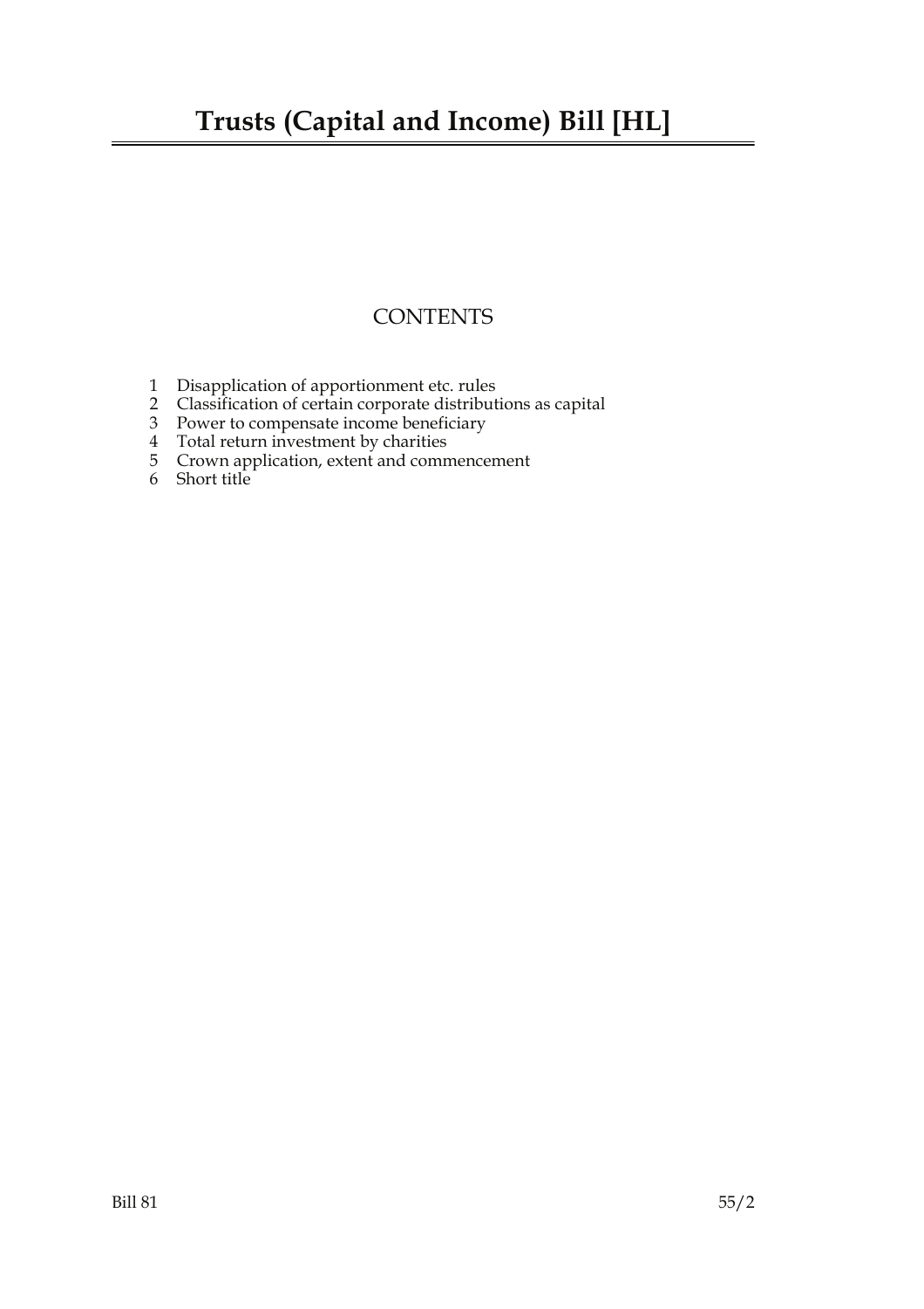# Trusts (Capital and Income) Bill [HL]

## CONTENTS

1 Disapplication of apportionment etc. rules
2 Classification of certain corporate distributions as capital
3 Power to compensate income beneficiary
4 Total return investment by charities
5 Crown application, extent and commencement
6 Short title

Bill 81 55/2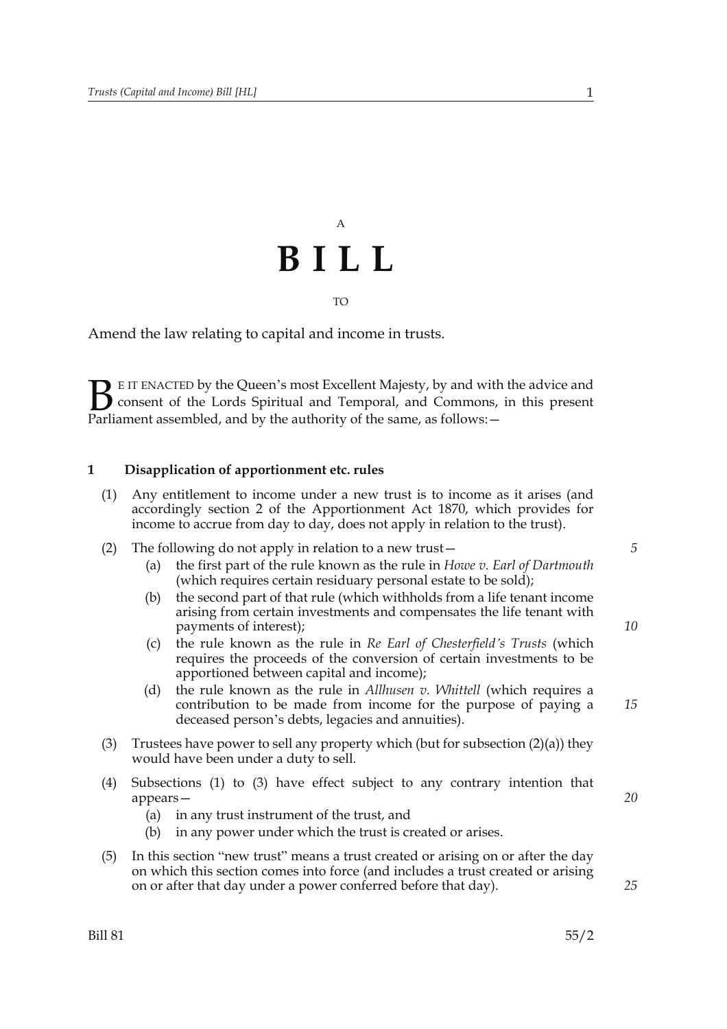A

# BILL

TO

Amend the law relating to capital and income in trusts.

BE IT ENACTED by the Queen's most Excellent Majesty, by and with the advice and consent of the Lords Spiritual and Temporal, and Commons, in this present Parliament assembled, and by the authority of the same, as follows:—

## 1 Disapplication of apportionment etc. rules

(1) Any entitlement to income under a new trust is to income as it arises (and accordingly section 2 of the Apportionment Act 1870, which provides for income to accrue from day to day, does not apply in relation to the trust).

(2) The following do not apply in relation to a new trust—

- (a) the first part of the rule known as the rule in *Howe v. Earl of Dartmouth* (which requires certain residuary personal estate to be sold);
- (b) the second part of that rule (which withholds from a life tenant income arising from certain investments and compensates the life tenant with payments of interest);
- (c) the rule known as the rule in *Re Earl of Chesterfield's Trusts* (which requires the proceeds of the conversion of certain investments to be apportioned between capital and income);
- (d) the rule known as the rule in *Allhusen v. Whittell* (which requires a contribution to be made from income for the purpose of paying a deceased person's debts, legacies and annuities).

(3) Trustees have power to sell any property which (but for subsection (2)(a)) they would have been under a duty to sell.

(4) Subsections (1) to (3) have effect subject to any contrary intention that appears—

- (a) in any trust instrument of the trust, and
- (b) in any power under which the trust is created or arises.

(5) In this section "new trust" means a trust created or arising on or after the day on which this section comes into force (and includes a trust created or arising on or after that day under a power conferred before that day).

Bill 81 55/2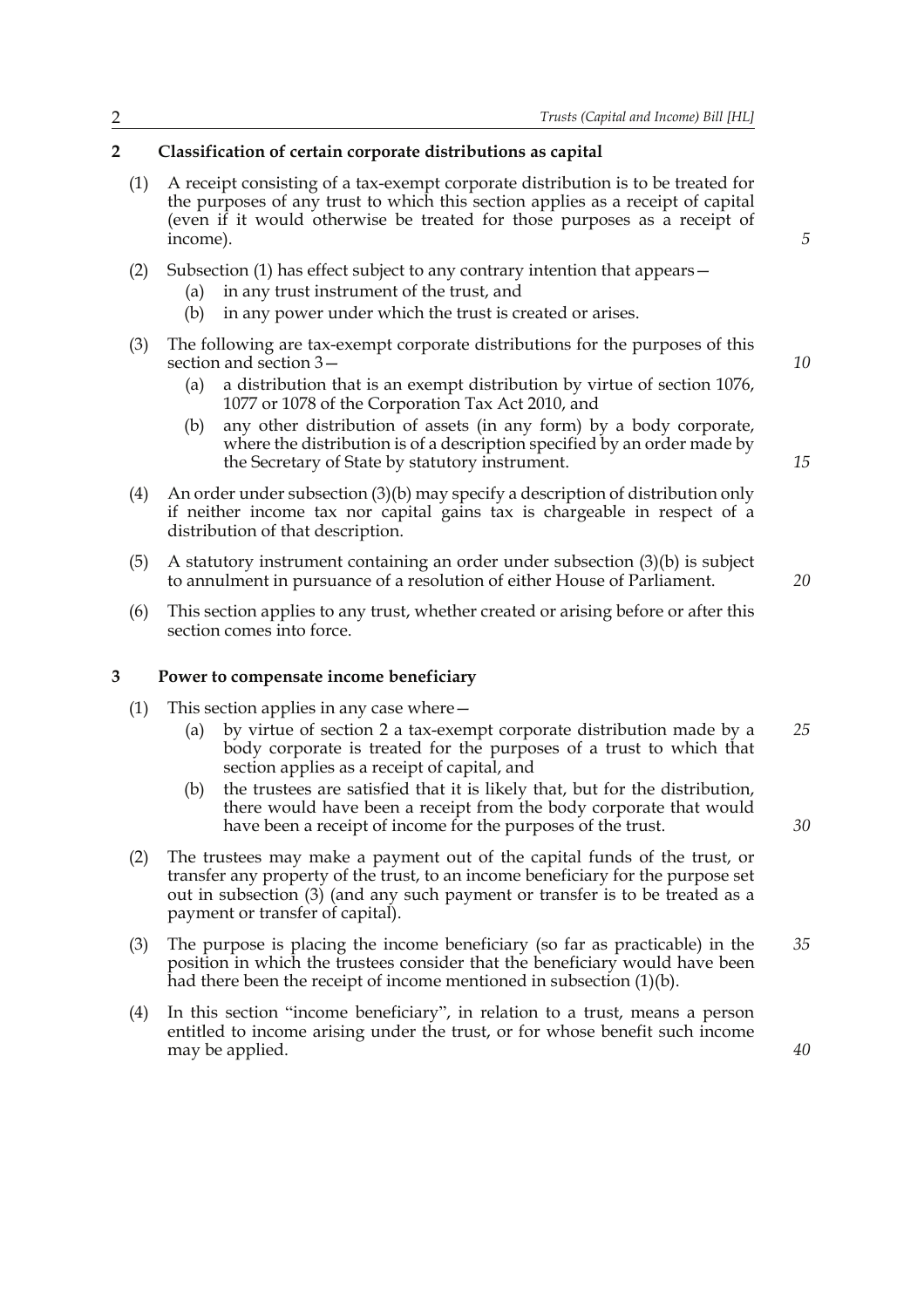## 2 Classification of certain corporate distributions as capital

(1) A receipt consisting of a tax-exempt corporate distribution is to be treated for the purposes of any trust to which this section applies as a receipt of capital (even if it would otherwise be treated for those purposes as a receipt of income).

(2) Subsection (1) has effect subject to any contrary intention that appears—

- (a) in any trust instrument of the trust, and
- (b) in any power under which the trust is created or arises.

(3) The following are tax-exempt corporate distributions for the purposes of this section and section 3—

- (a) a distribution that is an exempt distribution by virtue of section 1076, 1077 or 1078 of the Corporation Tax Act 2010, and
- (b) any other distribution of assets (in any form) by a body corporate, where the distribution is of a description specified by an order made by the Secretary of State by statutory instrument.

(4) An order under subsection (3)(b) may specify a description of distribution only if neither income tax nor capital gains tax is chargeable in respect of a distribution of that description.

(5) A statutory instrument containing an order under subsection (3)(b) is subject to annulment in pursuance of a resolution of either House of Parliament.

(6) This section applies to any trust, whether created or arising before or after this section comes into force.

## 3 Power to compensate income beneficiary

(1) This section applies in any case where—

- (a) by virtue of section 2 a tax-exempt corporate distribution made by a body corporate is treated for the purposes of a trust to which that section applies as a receipt of capital, and
- (b) the trustees are satisfied that it is likely that, but for the distribution, there would have been a receipt from the body corporate that would have been a receipt of income for the purposes of the trust.

(2) The trustees may make a payment out of the capital funds of the trust, or transfer any property of the trust, to an income beneficiary for the purpose set out in subsection (3) (and any such payment or transfer is to be treated as a payment or transfer of capital).

(3) The purpose is placing the income beneficiary (so far as practicable) in the position in which the trustees consider that the beneficiary would have been had there been the receipt of income mentioned in subsection (1)(b).

(4) In this section "income beneficiary", in relation to a trust, means a person entitled to income arising under the trust, or for whose benefit such income may be applied.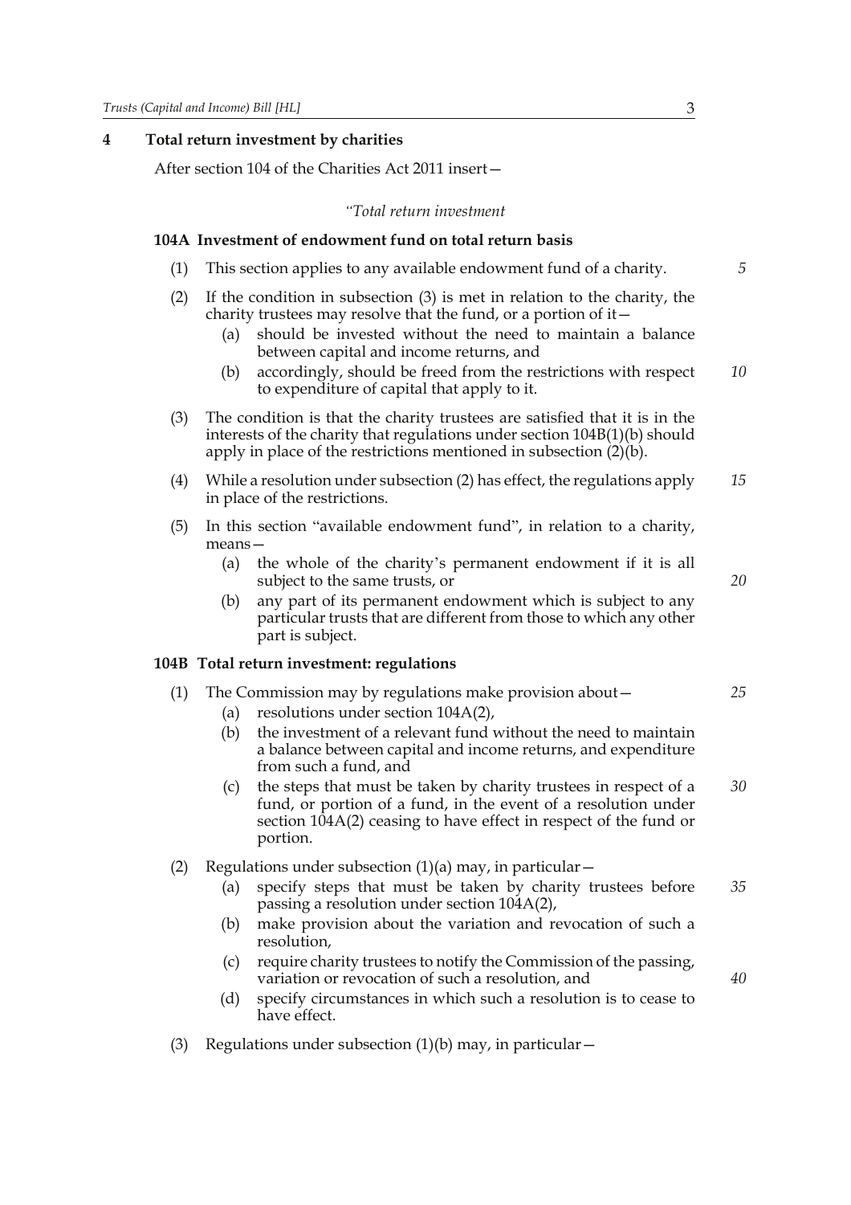## 4 Total return investment by charities

After section 104 of the Charities Act 2011 insert—

*"Total return investment*

### 104A Investment of endowment fund on total return basis

(1) This section applies to any available endowment fund of a charity.

(2) If the condition in subsection (3) is met in relation to the charity, the charity trustees may resolve that the fund, or a portion of it—

  (a) should be invested without the need to maintain a balance between capital and income returns, and

  (b) accordingly, should be freed from the restrictions with respect to expenditure of capital that apply to it.

(3) The condition is that the charity trustees are satisfied that it is in the interests of the charity that regulations under section 104B(1)(b) should apply in place of the restrictions mentioned in subsection (2)(b).

(4) While a resolution under subsection (2) has effect, the regulations apply in place of the restrictions.

(5) In this section "available endowment fund", in relation to a charity, means—

  (a) the whole of the charity's permanent endowment if it is all subject to the same trusts, or

  (b) any part of its permanent endowment which is subject to any particular trusts that are different from those to which any other part is subject.

### 104B Total return investment: regulations

(1) The Commission may by regulations make provision about—

  (a) resolutions under section 104A(2),

  (b) the investment of a relevant fund without the need to maintain a balance between capital and income returns, and expenditure from such a fund, and

  (c) the steps that must be taken by charity trustees in respect of a fund, or portion of a fund, in the event of a resolution under section 104A(2) ceasing to have effect in respect of the fund or portion.

(2) Regulations under subsection (1)(a) may, in particular—

  (a) specify steps that must be taken by charity trustees before passing a resolution under section 104A(2),

  (b) make provision about the variation and revocation of such a resolution,

  (c) require charity trustees to notify the Commission of the passing, variation or revocation of such a resolution, and

  (d) specify circumstances in which such a resolution is to cease to have effect.

(3) Regulations under subsection (1)(b) may, in particular—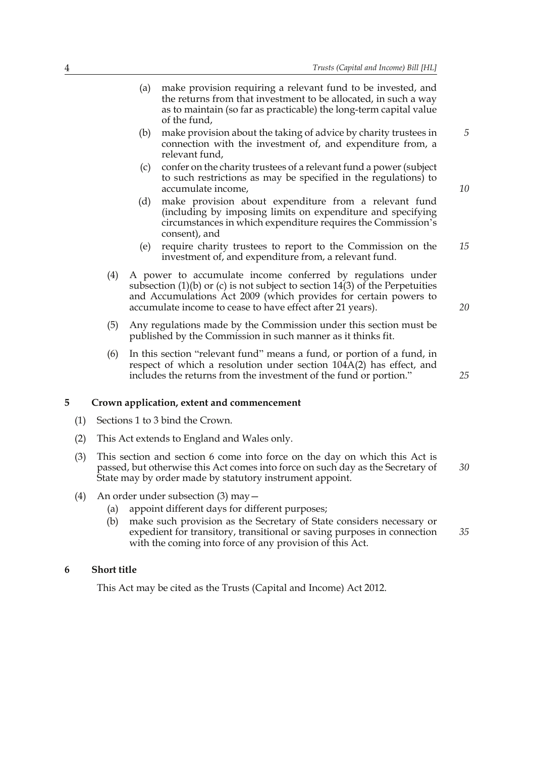(a) make provision requiring a relevant fund to be invested, and the returns from that investment to be allocated, in such a way as to maintain (so far as practicable) the long-term capital value of the fund,

(b) make provision about the taking of advice by charity trustees in connection with the investment of, and expenditure from, a relevant fund,

(c) confer on the charity trustees of a relevant fund a power (subject to such restrictions as may be specified in the regulations) to accumulate income,

(d) make provision about expenditure from a relevant fund (including by imposing limits on expenditure and specifying circumstances in which expenditure requires the Commission's consent), and

(e) require charity trustees to report to the Commission on the investment of, and expenditure from, a relevant fund.

(4) A power to accumulate income conferred by regulations under subsection (1)(b) or (c) is not subject to section 14(3) of the Perpetuities and Accumulations Act 2009 (which provides for certain powers to accumulate income to cease to have effect after 21 years).

(5) Any regulations made by the Commission under this section must be published by the Commission in such manner as it thinks fit.

(6) In this section "relevant fund" means a fund, or portion of a fund, in respect of which a resolution under section 104A(2) has effect, and includes the returns from the investment of the fund or portion."

## 5 Crown application, extent and commencement

(1) Sections 1 to 3 bind the Crown.

(2) This Act extends to England and Wales only.

(3) This section and section 6 come into force on the day on which this Act is passed, but otherwise this Act comes into force on such day as the Secretary of State may by order made by statutory instrument appoint.

(4) An order under subsection (3) may—

(a) appoint different days for different purposes;

(b) make such provision as the Secretary of State considers necessary or expedient for transitory, transitional or saving purposes in connection with the coming into force of any provision of this Act.

## 6 Short title

This Act may be cited as the Trusts (Capital and Income) Act 2012.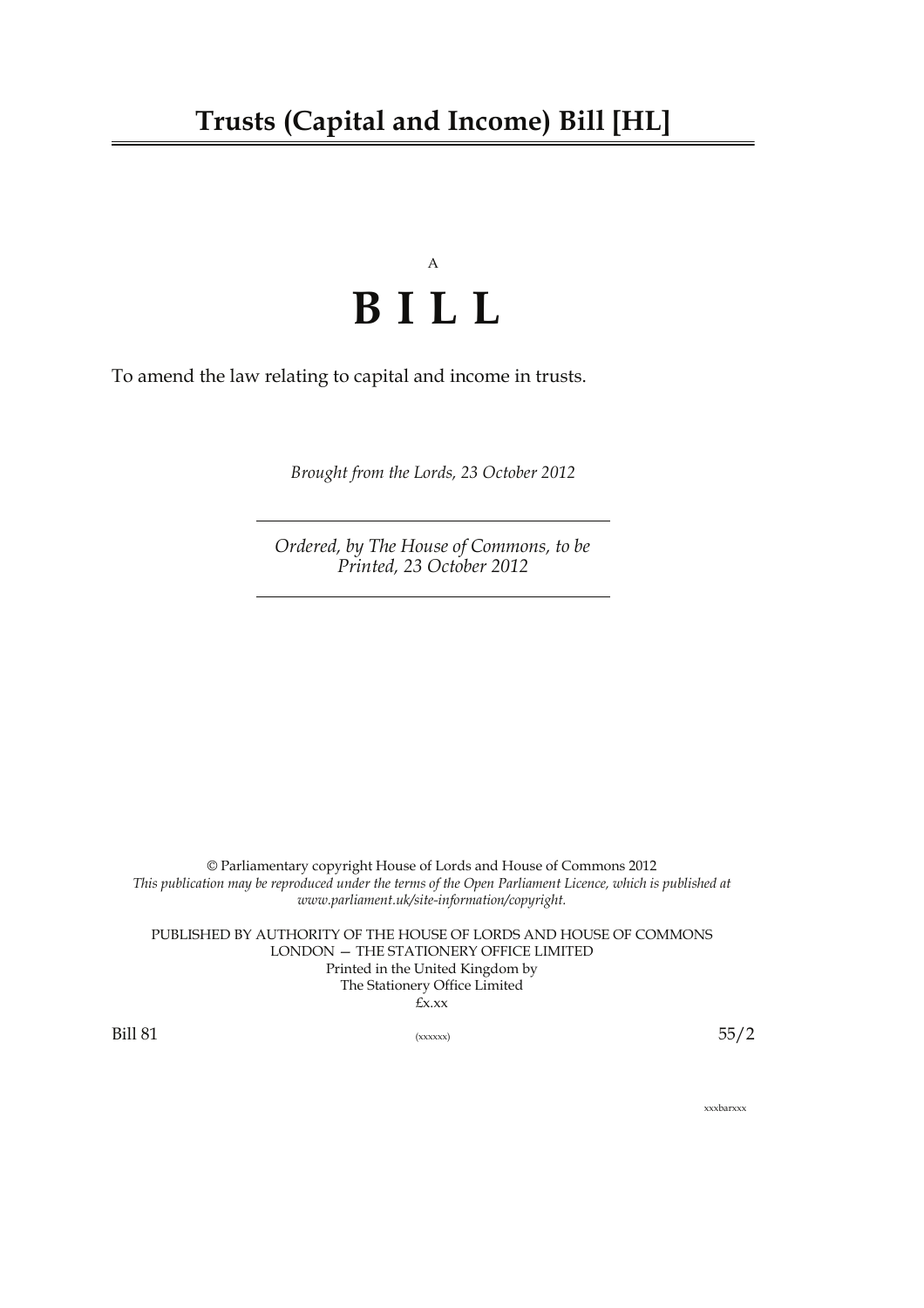# Trusts (Capital and Income) Bill [HL]

A

# B I L L

To amend the law relating to capital and income in trusts.

*Brought from the Lords, 23 October 2012*

---

*Ordered, by The House of Commons, to be Printed, 23 October 2012*

---

© Parliamentary copyright House of Lords and House of Commons 2012
*This publication may be reproduced under the terms of the Open Parliament Licence, which is published at www.parliament.uk/site-information/copyright.*

PUBLISHED BY AUTHORITY OF THE HOUSE OF LORDS AND HOUSE OF COMMONS
LONDON — THE STATIONERY OFFICE LIMITED
Printed in the United Kingdom by
The Stationery Office Limited
£x.xx

Bill 81 (xxxxxx) 55/2

xxxbarxxx